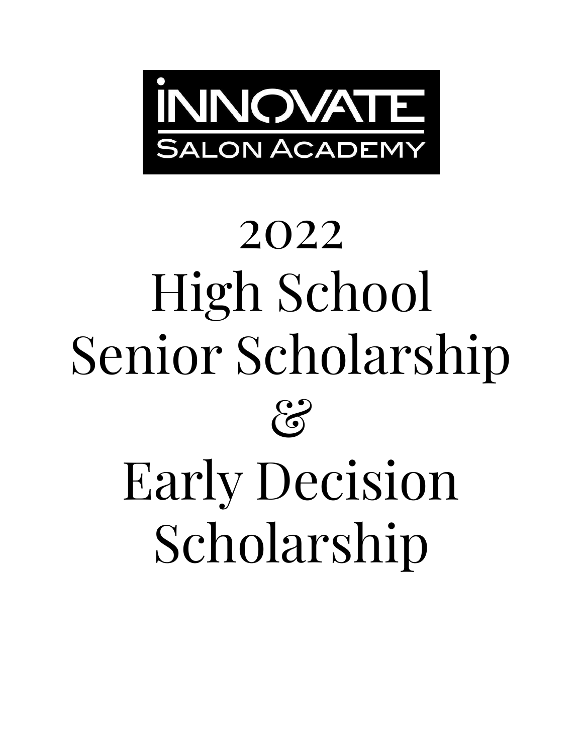INNOVATE SALON ACADEMY

# 2022 High School Senior Scholarship & Early Decision Scholarship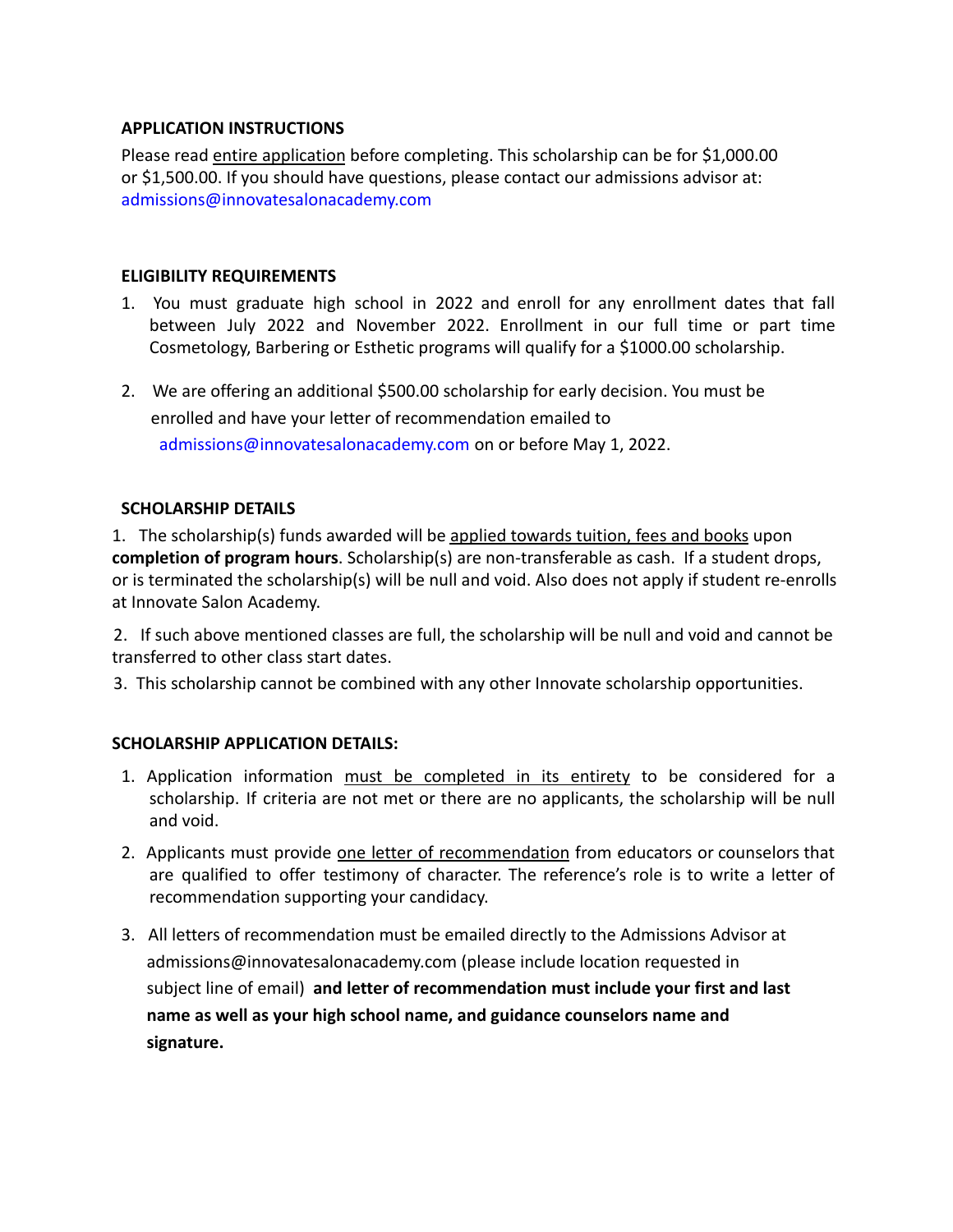## APPLICATION INSTRUCTIONS

Please read entire application before completing. This scholarship can be for $1,000.00 or $1,500.00. If you should have questions, please contact our admissions advisor at: admissions@innovatesalonacademy.com

## ELIGIBILITY REQUIREMENTS

1. You must graduate high school in 2022 and enroll for any enrollment dates that fall between July 2022 and November 2022. Enrollment in our full time or part time Cosmetology, Barbering or Esthetic programs will qualify for a $1000.00 scholarship.

2. We are offering an additional $500.00 scholarship for early decision. You must be enrolled and have your letter of recommendation emailed to admissions@innovatesalonacademy.com on or before May 1, 2022.

## SCHOLARSHIP DETAILS

1. The scholarship(s) funds awarded will be applied towards tuition, fees and books upon **completion of program hours**. Scholarship(s) are non-transferable as cash. If a student drops, or is terminated the scholarship(s) will be null and void. Also does not apply if student re-enrolls at Innovate Salon Academy.

2. If such above mentioned classes are full, the scholarship will be null and void and cannot be transferred to other class start dates.

3. This scholarship cannot be combined with any other Innovate scholarship opportunities.

## SCHOLARSHIP APPLICATION DETAILS:

1. Application information must be completed in its entirety to be considered for a scholarship. If criteria are not met or there are no applicants, the scholarship will be null and void.

2. Applicants must provide one letter of recommendation from educators or counselors that are qualified to offer testimony of character. The reference's role is to write a letter of recommendation supporting your candidacy.

3. All letters of recommendation must be emailed directly to the Admissions Advisor at admissions@innovatesalonacademy.com (please include location requested in subject line of email) **and letter of recommendation must include your first and last name as well as your high school name, and guidance counselors name and signature.**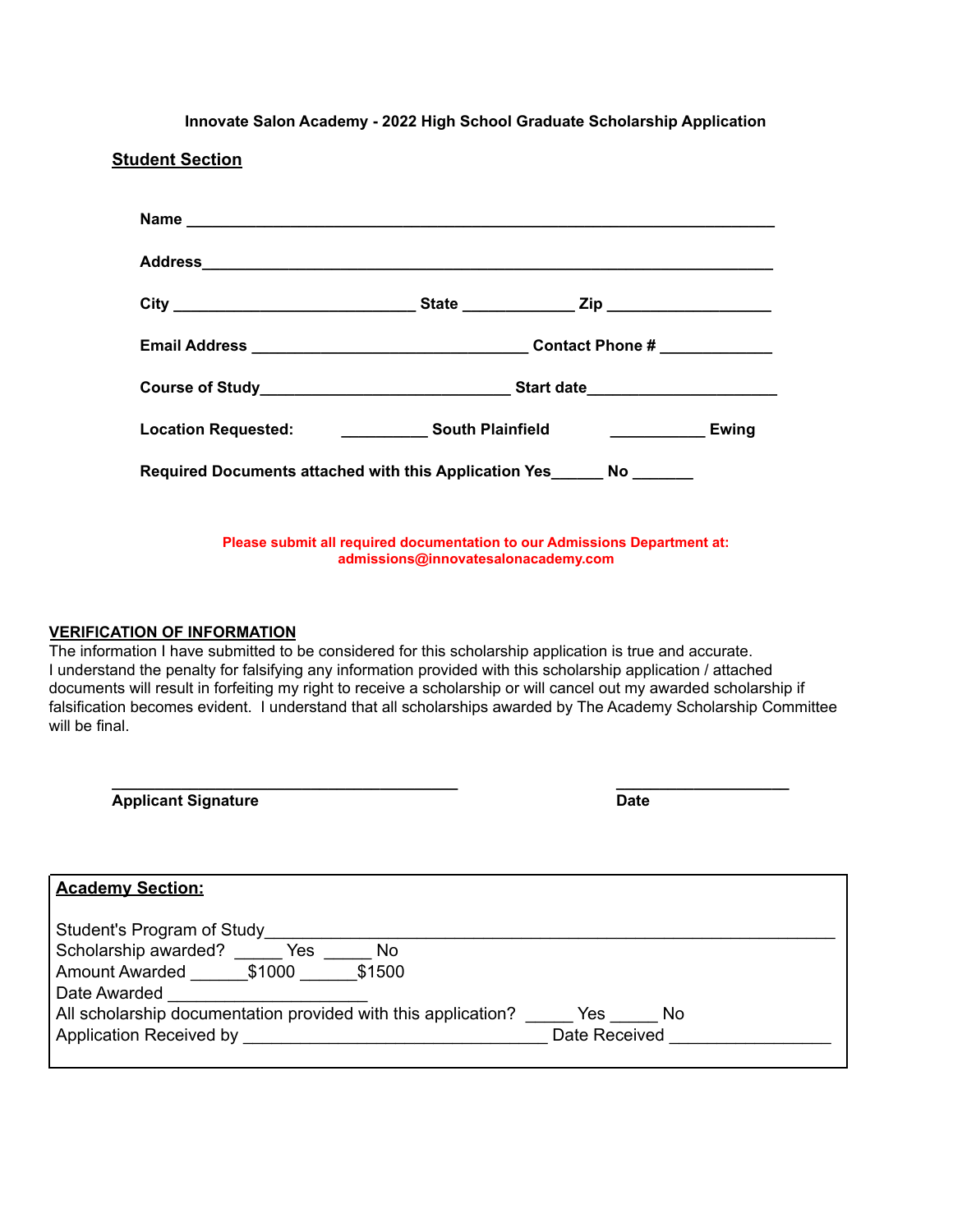**Innovate Salon Academy - 2022 High School Graduate Scholarship Application**

## Student Section

**Name** ______________________________________________________________

**Address**______________________________________________________________

**City** __________________________ **State** ____________ **Zip** _________________

**Email Address** _____________________________ **Contact Phone #** ____________

**Course of Study**___________________________ **Start date**____________________

**Location Requested:** _________ **South Plainfield** __________ **Ewing**

**Required Documents attached with this Application Yes**______ **No** _______

**Please submit all required documentation to our Admissions Department at: admissions@innovatesalonacademy.com**

## VERIFICATION OF INFORMATION

The information I have submitted to be considered for this scholarship application is true and accurate. I understand the penalty for falsifying any information provided with this scholarship application / attached documents will result in forfeiting my right to receive a scholarship or will cancel out my awarded scholarship if falsification becomes evident. I understand that all scholarships awarded by The Academy Scholarship Committee will be final.

_____________________________________ ___________________

**Applicant Signature** **Date**

## Academy Section:

Student's Program of Study____________________________________________________________

Scholarship awarded? _____ Yes _____ No

Amount Awarded ______$1000 ______$1500

Date Awarded _____________________

All scholarship documentation provided with this application? _____ Yes _____ No

Application Received by ________________________________ Date Received ________________